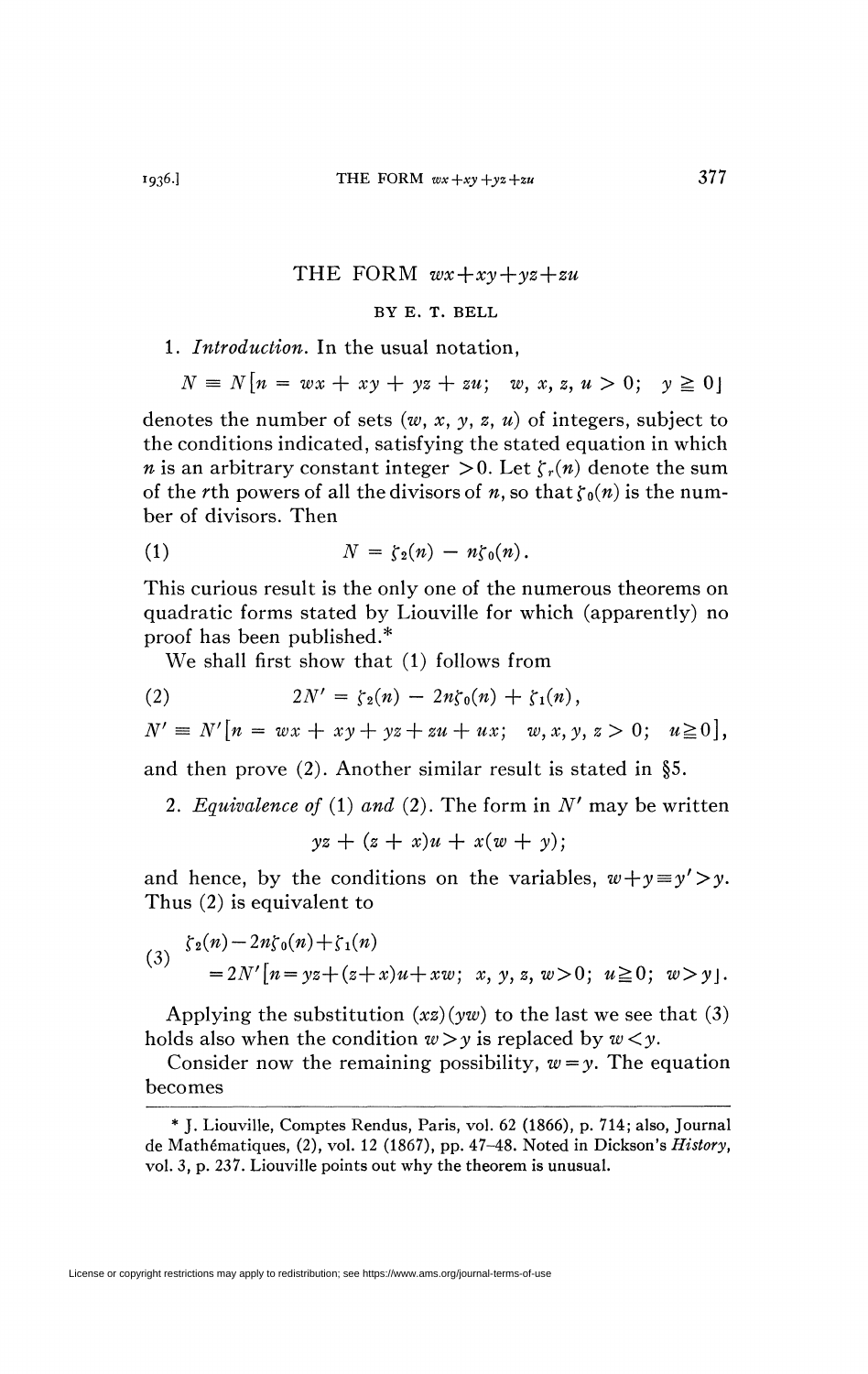# THE FORM $wx+xy+yz+zu$

BY E. T. BELL

1. *Introduction*. In the usual notation,

$$N \equiv N[n = wx + xy + yz + zu; \quad w, x, z, u > 0; \quad y \geqq 0]$$

denotes the number of sets $(w, x, y, z, u)$ of integers, subject to the conditions indicated, satisfying the stated equation in which $n$ is an arbitrary constant integer $>0$. Let $\zeta_r(n)$ denote the sum of the $r$th powers of all the divisors of $n$, so that $\zeta_0(n)$ is the number of divisors. Then

$$N = \zeta_2(n) - n\zeta_0(n). \tag{1}$$

This curious result is the only one of the numerous theorems on quadratic forms stated by Liouville for which (apparently) no proof has been published.*

We shall first show that (1) follows from

$$2N' = \zeta_2(n) - 2n\zeta_0(n) + \zeta_1(n), \tag{2}$$

$$N' \equiv N'[n = wx + xy + yz + zu + ux; \quad w, x, y, z > 0; \quad u \geqq 0],$$

and then prove (2). Another similar result is stated in §5.

2. *Equivalence of* (1) *and* (2). The form in $N'$ may be written

$$yz + (z + x)u + x(w + y);$$

and hence, by the conditions on the variables, $w+y \equiv y' > y$. Thus (2) is equivalent to

$$\begin{aligned} &\zeta_2(n) - 2n\zeta_0(n) + \zeta_1(n) \\ &\quad = 2N'[n = yz + (z+x)u + xw; \ x, y, z, w > 0; \ u \geqq 0; \ w > y]. \end{aligned} \tag{3}$$

Applying the substitution $(xz)(yw)$ to the last we see that (3) holds also when the condition $w>y$ is replaced by $w<y$.

Consider now the remaining possibility, $w=y$. The equation becomes

---

\* J. Liouville, Comptes Rendus, Paris, vol. 62 (1866), p. 714; also, Journal de Mathématiques, (2), vol. 12 (1867), pp. 47–48. Noted in Dickson's *History*, vol. 3, p. 237. Liouville points out why the theorem is unusual.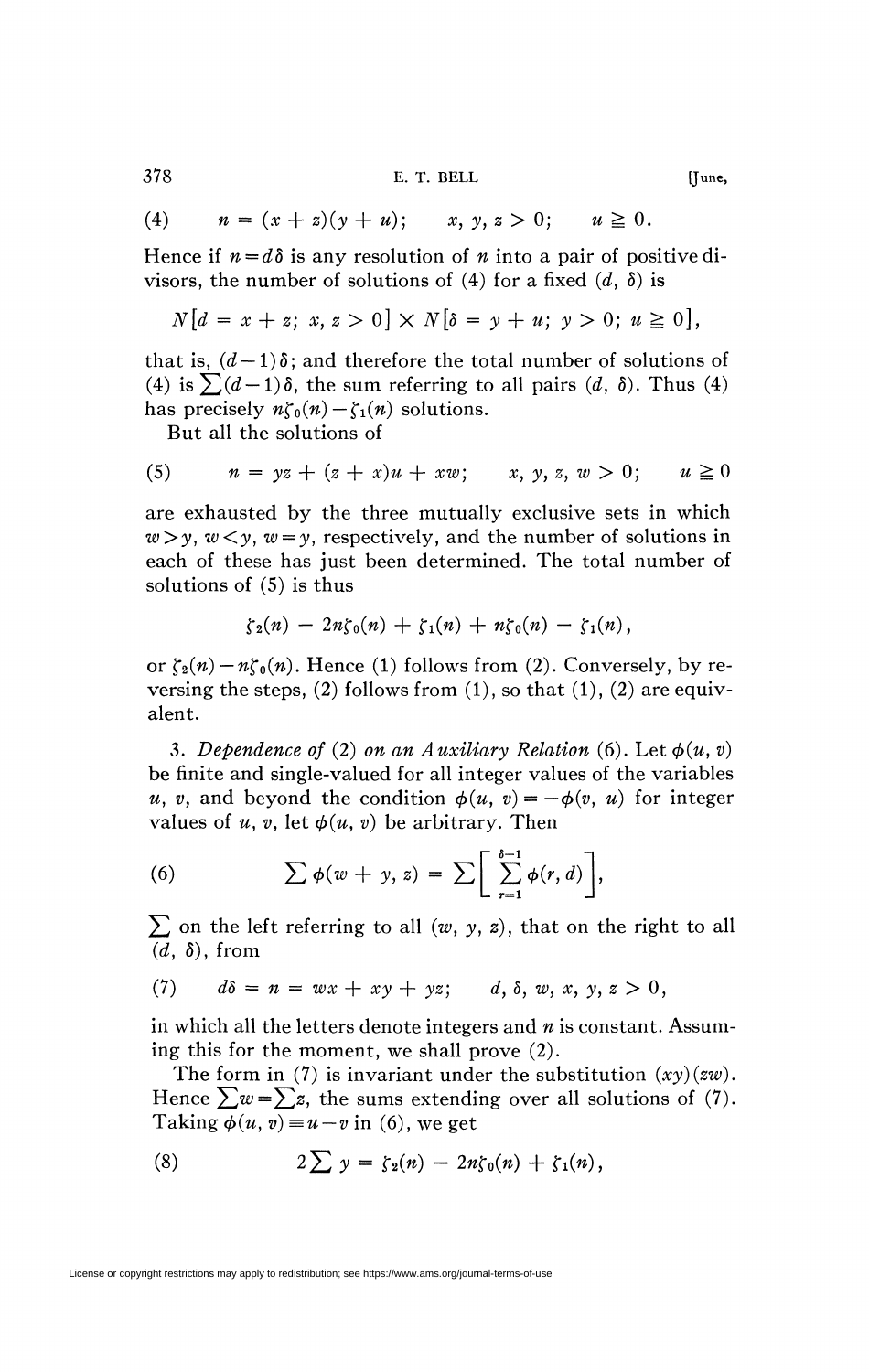$$(4) \qquad n = (x + z)(y + u); \qquad x, y, z > 0; \qquad u \geqq 0.$$

Hence if $n = d\delta$ is any resolution of $n$ into a pair of positive divisors, the number of solutions of (4) for a fixed $(d, \delta)$ is

$$N[d = x + z;\ x, z > 0] \times N[\delta = y + u;\ y > 0;\ u \geqq 0],$$

that is, $(d-1)\delta$; and therefore the total number of solutions of (4) is $\sum(d-1)\delta$, the sum referring to all pairs $(d, \delta)$. Thus (4) has precisely $n\zeta_0(n) - \zeta_1(n)$ solutions.

But all the solutions of

$$(5) \qquad n = yz + (z + x)u + xw; \qquad x, y, z, w > 0; \qquad u \geqq 0$$

are exhausted by the three mutually exclusive sets in which $w > y$, $w < y$, $w = y$, respectively, and the number of solutions in each of these has just been determined. The total number of solutions of (5) is thus

$$\zeta_2(n) - 2n\zeta_0(n) + \zeta_1(n) + n\zeta_0(n) - \zeta_1(n),$$

or $\zeta_2(n) - n\zeta_0(n)$. Hence (1) follows from (2). Conversely, by reversing the steps, (2) follows from (1), so that (1), (2) are equivalent.

3. *Dependence of* (2) *on an Auxiliary Relation* (6). Let $\phi(u, v)$ be finite and single-valued for all integer values of the variables $u$, $v$, and beyond the condition $\phi(u, v) = -\phi(v, u)$ for integer values of $u$, $v$, let $\phi(u, v)$ be arbitrary. Then

$$(6) \qquad \sum \phi(w + y, z) = \sum\left[\sum_{r=1}^{\delta-1} \phi(r, d)\right],$$

$\sum$ on the left referring to all $(w, y, z)$, that on the right to all $(d, \delta)$, from

$$(7) \qquad d\delta = n = wx + xy + yz; \qquad d, \delta, w, x, y, z > 0,$$

in which all the letters denote integers and $n$ is constant. Assuming this for the moment, we shall prove (2).

The form in (7) is invariant under the substitution $(xy)(zw)$. Hence $\sum w = \sum z$, the sums extending over all solutions of (7). Taking $\phi(u, v) \equiv u - v$ in (6), we get

$$(8) \qquad 2\sum y = \zeta_2(n) - 2n\zeta_0(n) + \zeta_1(n),$$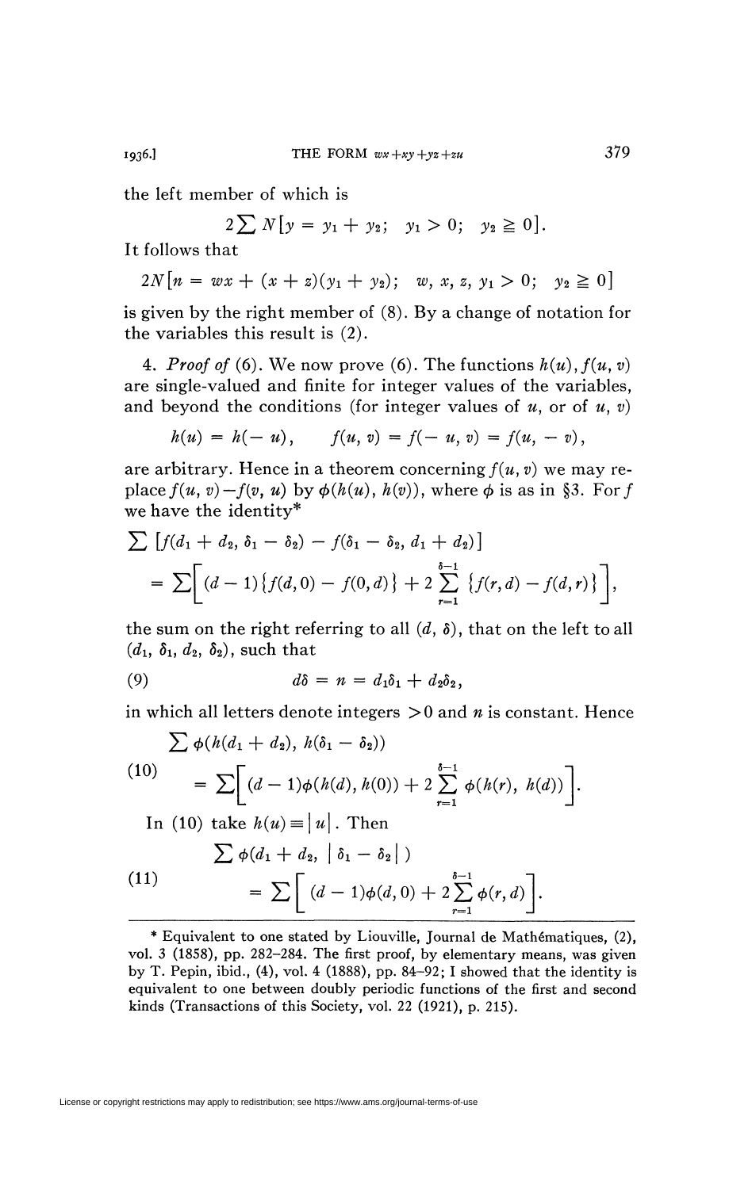the left member of which is

$$2\sum N[y = y_1 + y_2;\quad y_1 > 0;\quad y_2 \geqq 0].$$

It follows that

$$2N[n = wx + (x+z)(y_1+y_2);\quad w,\, x,\, z,\, y_1 > 0;\quad y_2 \geqq 0]$$

is given by the right member of (8). By a change of notation for the variables this result is (2).

4. *Proof of* (6). We now prove (6). The functions $h(u), f(u, v)$ are single-valued and finite for integer values of the variables, and beyond the conditions (for integer values of $u$, or of $u, v$)

$$h(u) = h(-u), \qquad f(u, v) = f(-u, v) = f(u, -v),$$

are arbitrary. Hence in a theorem concerning $f(u, v)$ we may replace $f(u, v) - f(v, u)$ by $\phi(h(u), h(v))$, where $\phi$ is as in §3. For $f$ we have the identity*

$$\sum\,[f(d_1+d_2,\, \delta_1-\delta_2) - f(\delta_1-\delta_2,\, d_1+d_2)]$$
$$= \sum\Big[(d-1)\{f(d,0) - f(0,d)\} + 2\sum_{r=1}^{\delta-1}\{f(r,d) - f(d,r)\}\Big],$$

the sum on the right referring to all $(d, \delta)$, that on the left to all $(d_1, \delta_1, d_2, \delta_2)$, such that

$$d\delta = n = d_1\delta_1 + d_2\delta_2, \tag{9}$$

in which all letters denote integers $>0$ and $n$ is constant. Hence

$$\sum \phi(h(d_1+d_2),\, h(\delta_1-\delta_2))$$
$$= \sum\Big[(d-1)\phi(h(d), h(0)) + 2\sum_{r=1}^{\delta-1}\phi(h(r),\, h(d))\Big]. \tag{10}$$

In (10) take $h(u) \equiv |u|$. Then

$$\sum \phi(d_1+d_2,\, |\,\delta_1-\delta_2\,|\,)$$
$$= \sum\Big[\,(d-1)\phi(d,0) + 2\sum_{r=1}^{\delta-1}\phi(r,d)\Big]. \tag{11}$$

---

\* Equivalent to one stated by Liouville, Journal de Mathématiques, (2), vol. 3 (1858), pp. 282–284. The first proof, by elementary means, was given by T. Pepin, ibid., (4), vol. 4 (1888), pp. 84–92; I showed that the identity is equivalent to one between doubly periodic functions of the first and second kinds (Transactions of this Society, vol. 22 (1921), p. 215).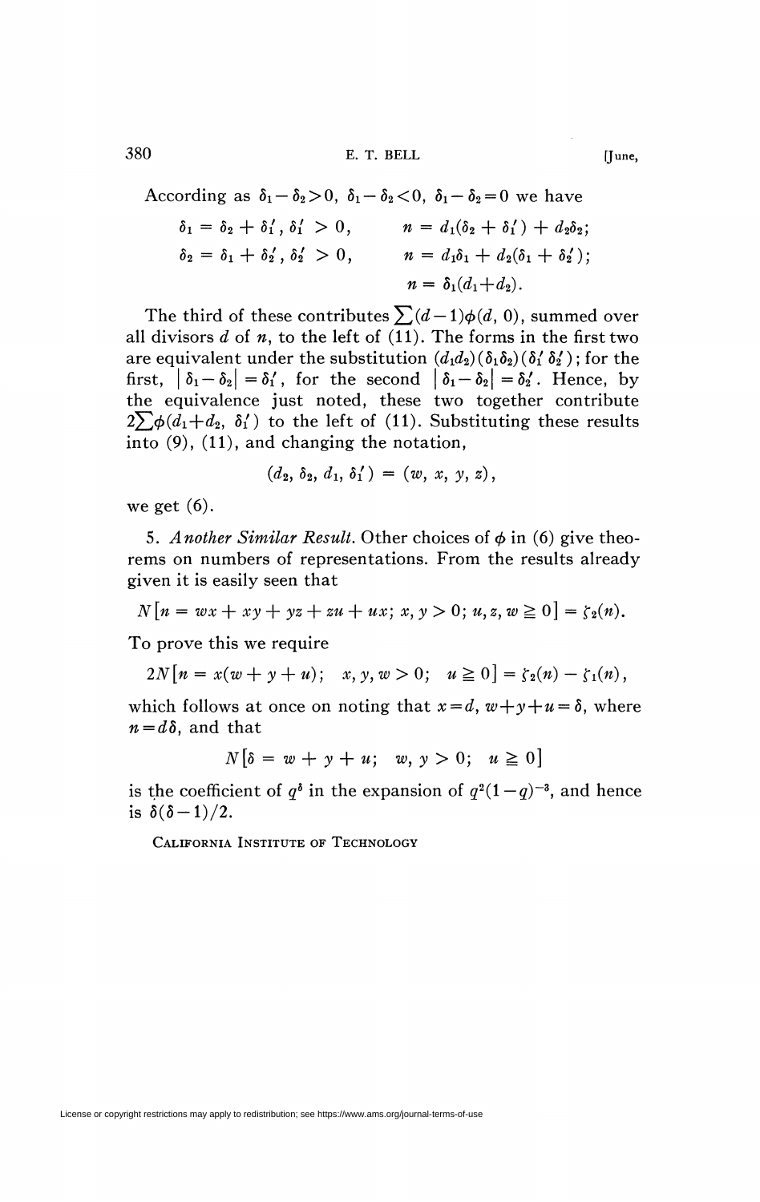According as $\delta_1 - \delta_2 > 0$, $\delta_1 - \delta_2 < 0$, $\delta_1 - \delta_2 = 0$ we have

$$\delta_1 = \delta_2 + \delta_1', \ \delta_1' > 0, \qquad n = d_1(\delta_2 + \delta_1') + d_2\delta_2;$$

$$\delta_2 = \delta_1 + \delta_2', \ \delta_2' > 0, \qquad n = d_1\delta_1 + d_2(\delta_1 + \delta_2');$$

$$n = \delta_1(d_1 + d_2).$$

The third of these contributes $\sum(d-1)\phi(d, 0)$, summed over all divisors $d$ of $n$, to the left of (11). The forms in the first two are equivalent under the substitution $(d_1d_2)(\delta_1\delta_2)(\delta_1'\delta_2')$; for the first, $|\delta_1 - \delta_2| = \delta_1'$, for the second $|\delta_1 - \delta_2| = \delta_2'$. Hence, by the equivalence just noted, these two together contribute $2\sum\phi(d_1 + d_2, \delta_1')$ to the left of (11). Substituting these results into (9), (11), and changing the notation,

$$(d_2, \delta_2, d_1, \delta_1') = (w, x, y, z),$$

we get (6).

5. *Another Similar Result.* Other choices of $\phi$ in (6) give theorems on numbers of representations. From the results already given it is easily seen that

$$N[n = wx + xy + yz + zu + ux; \ x, y > 0; \ u, z, w \geqq 0] = \zeta_2(n).$$

To prove this we require

$$2N[n = x(w + y + u); \quad x, y, w > 0; \quad u \geqq 0] = \zeta_2(n) - \zeta_1(n),$$

which follows at once on noting that $x = d$, $w + y + u = \delta$, where $n = d\delta$, and that

$$N[\delta = w + y + u; \quad w, y > 0; \quad u \geqq 0]$$

is the coefficient of $q^\delta$ in the expansion of $q^2(1-q)^{-3}$, and hence is $\delta(\delta - 1)/2$.

California Institute of Technology